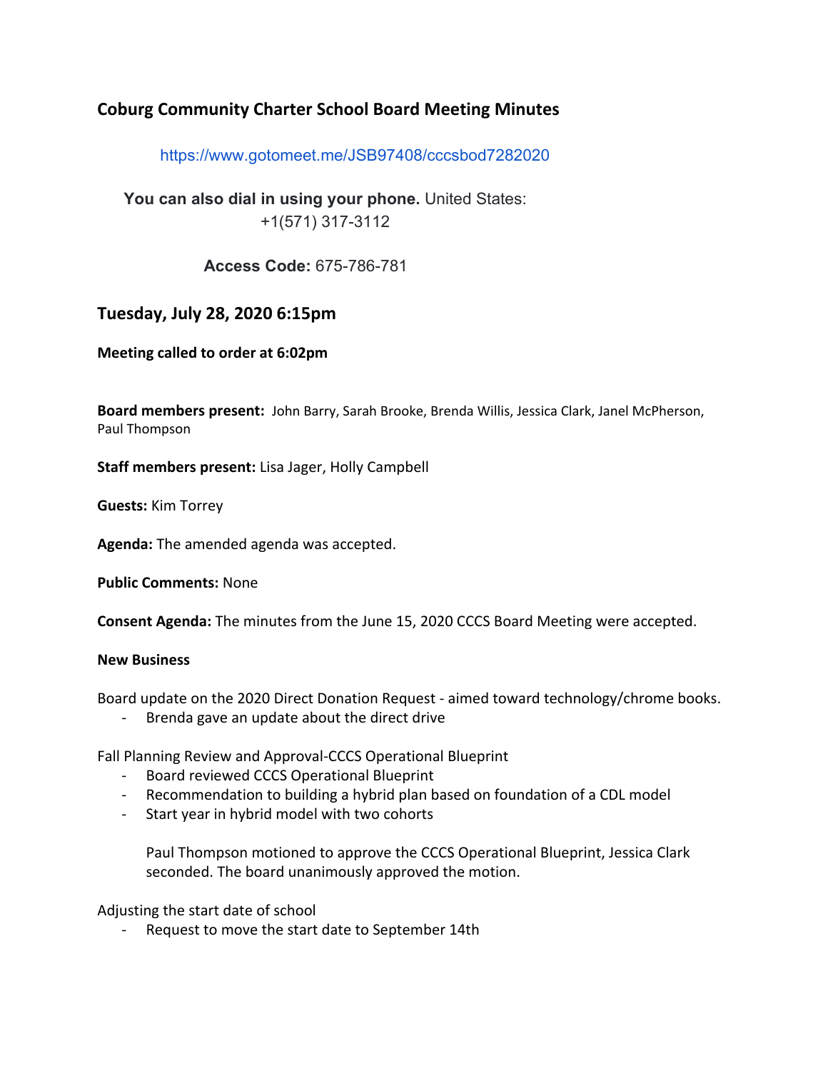## Coburg Community Charter School Board Meeting Minutes

https://www.gotomeet.me/JSB97408/cccsbod7282020

**You can also dial in using your phone.** United States: +1(571) 317-3112

**Access Code:** 675-786-781

## Tuesday, July 28, 2020 6:15pm

**Meeting called to order at 6:02pm**

**Board members present:** John Barry, Sarah Brooke, Brenda Willis, Jessica Clark, Janel McPherson, Paul Thompson

**Staff members present:** Lisa Jager, Holly Campbell

**Guests:** Kim Torrey

**Agenda:** The amended agenda was accepted.

**Public Comments:** None

**Consent Agenda:** The minutes from the June 15, 2020 CCCS Board Meeting were accepted.

**New Business**

Board update on the 2020 Direct Donation Request - aimed toward technology/chrome books.

- Brenda gave an update about the direct drive

Fall Planning Review and Approval-CCCS Operational Blueprint

- Board reviewed CCCS Operational Blueprint
- Recommendation to building a hybrid plan based on foundation of a CDL model
- Start year in hybrid model with two cohorts

  Paul Thompson motioned to approve the CCCS Operational Blueprint, Jessica Clark seconded. The board unanimously approved the motion.

Adjusting the start date of school

- Request to move the start date to September 14th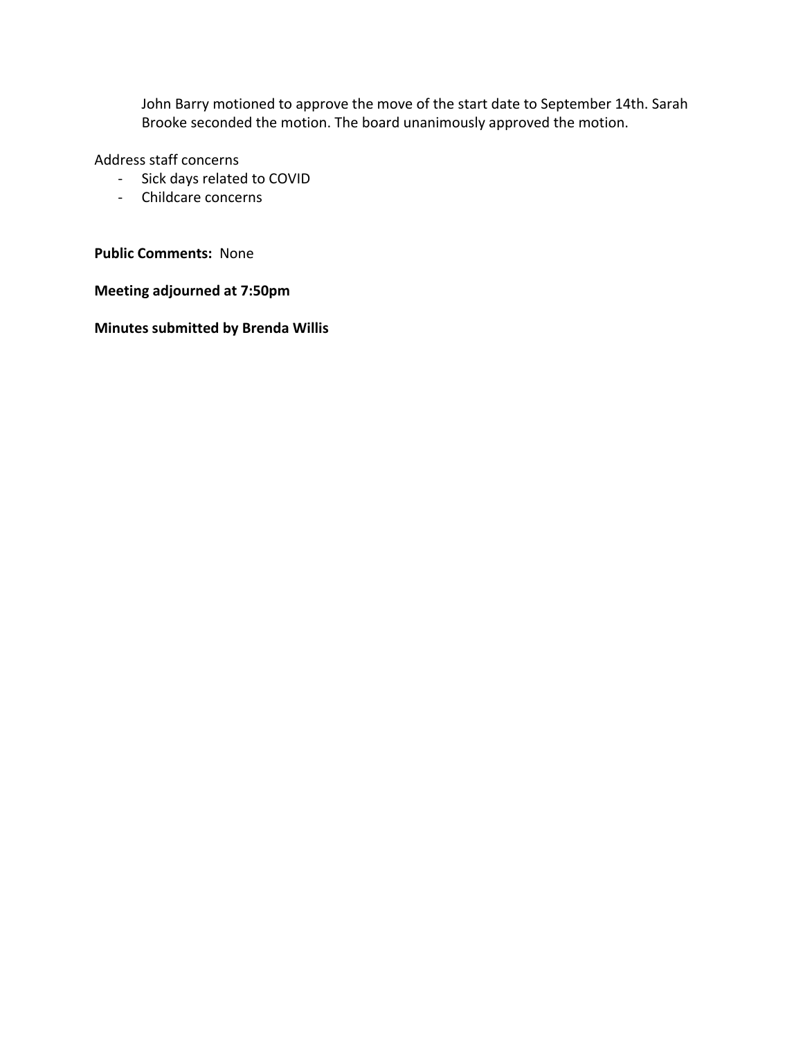John Barry motioned to approve the move of the start date to September 14th. Sarah Brooke seconded the motion. The board unanimously approved the motion.

Address staff concerns

- Sick days related to COVID
- Childcare concerns

**Public Comments:** None

**Meeting adjourned at 7:50pm**

**Minutes submitted by Brenda Willis**